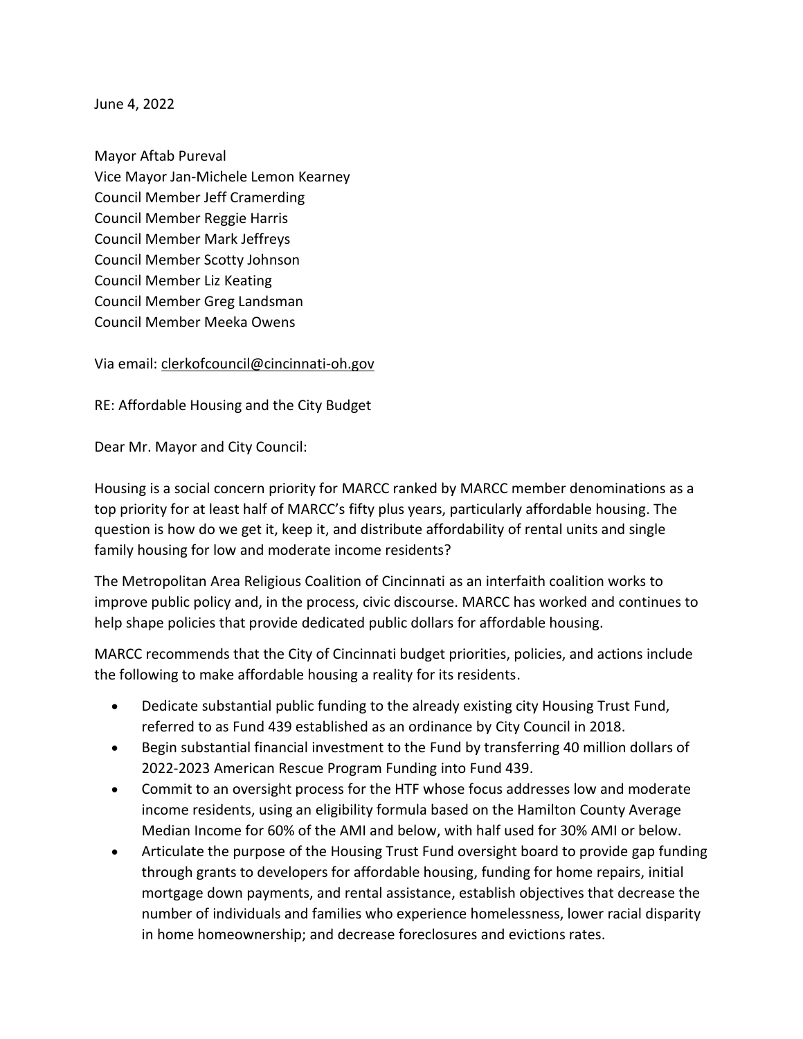June 4, 2022

Mayor Aftab Pureval
Vice Mayor Jan-Michele Lemon Kearney
Council Member Jeff Cramerding
Council Member Reggie Harris
Council Member Mark Jeffreys
Council Member Scotty Johnson
Council Member Liz Keating
Council Member Greg Landsman
Council Member Meeka Owens

Via email: clerkofcouncil@cincinnati-oh.gov

RE: Affordable Housing and the City Budget

Dear Mr. Mayor and City Council:

Housing is a social concern priority for MARCC ranked by MARCC member denominations as a top priority for at least half of MARCC's fifty plus years, particularly affordable housing. The question is how do we get it, keep it, and distribute affordability of rental units and single family housing for low and moderate income residents?

The Metropolitan Area Religious Coalition of Cincinnati as an interfaith coalition works to improve public policy and, in the process, civic discourse. MARCC has worked and continues to help shape policies that provide dedicated public dollars for affordable housing.

MARCC recommends that the City of Cincinnati budget priorities, policies, and actions include the following to make affordable housing a reality for its residents.

- Dedicate substantial public funding to the already existing city Housing Trust Fund, referred to as Fund 439 established as an ordinance by City Council in 2018.
- Begin substantial financial investment to the Fund by transferring 40 million dollars of 2022-2023 American Rescue Program Funding into Fund 439.
- Commit to an oversight process for the HTF whose focus addresses low and moderate income residents, using an eligibility formula based on the Hamilton County Average Median Income for 60% of the AMI and below, with half used for 30% AMI or below.
- Articulate the purpose of the Housing Trust Fund oversight board to provide gap funding through grants to developers for affordable housing, funding for home repairs, initial mortgage down payments, and rental assistance, establish objectives that decrease the number of individuals and families who experience homelessness, lower racial disparity in home homeownership; and decrease foreclosures and evictions rates.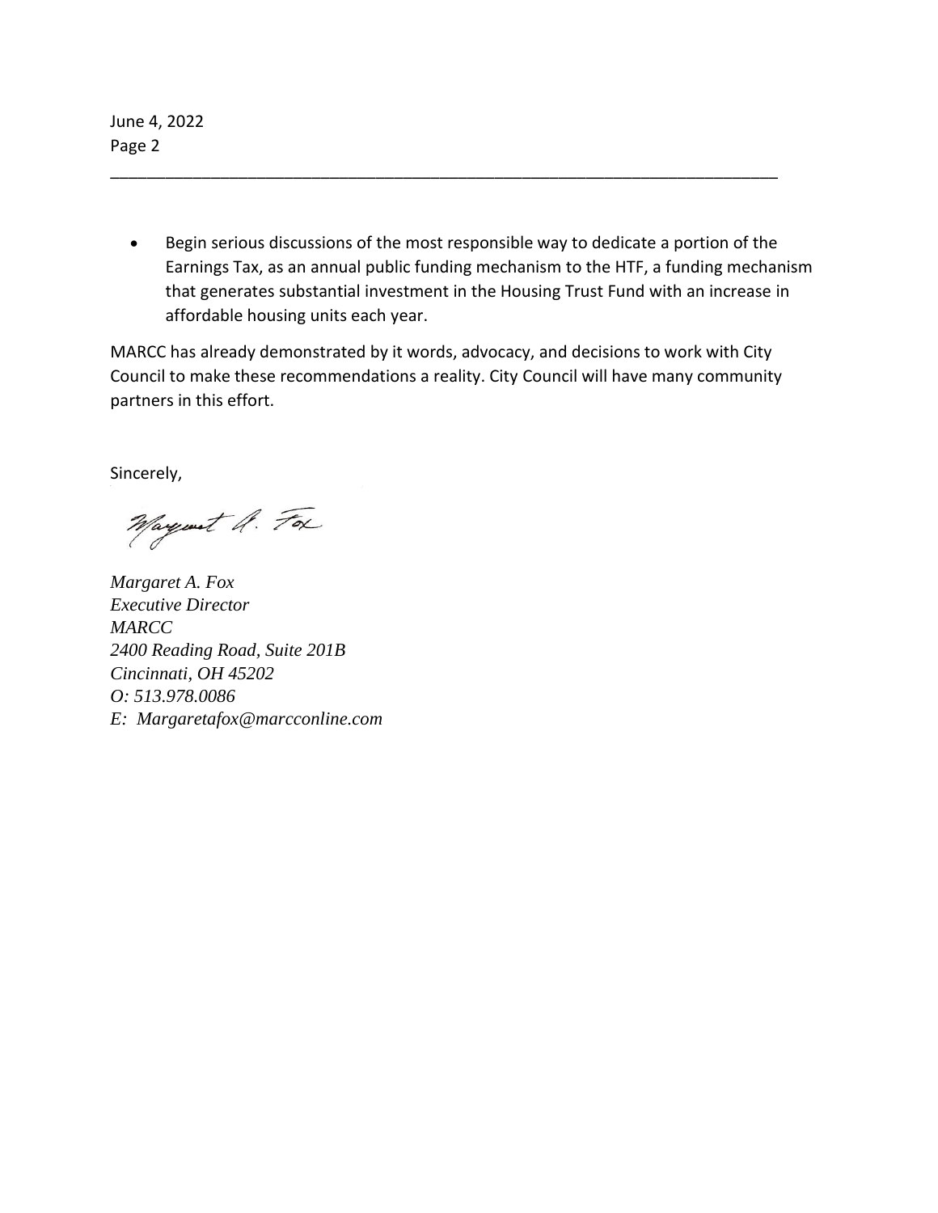- Begin serious discussions of the most responsible way to dedicate a portion of the Earnings Tax, as an annual public funding mechanism to the HTF, a funding mechanism that generates substantial investment in the Housing Trust Fund with an increase in affordable housing units each year.

MARCC has already demonstrated by it words, advocacy, and decisions to work with City Council to make these recommendations a reality. City Council will have many community partners in this effort.

Sincerely,

*Margaret A. Fox*
*Executive Director*
*MARCC*
*2400 Reading Road, Suite 201B*
*Cincinnati, OH 45202*
*O: 513.978.0086*
*E: Margaretafox@marcconline.com*